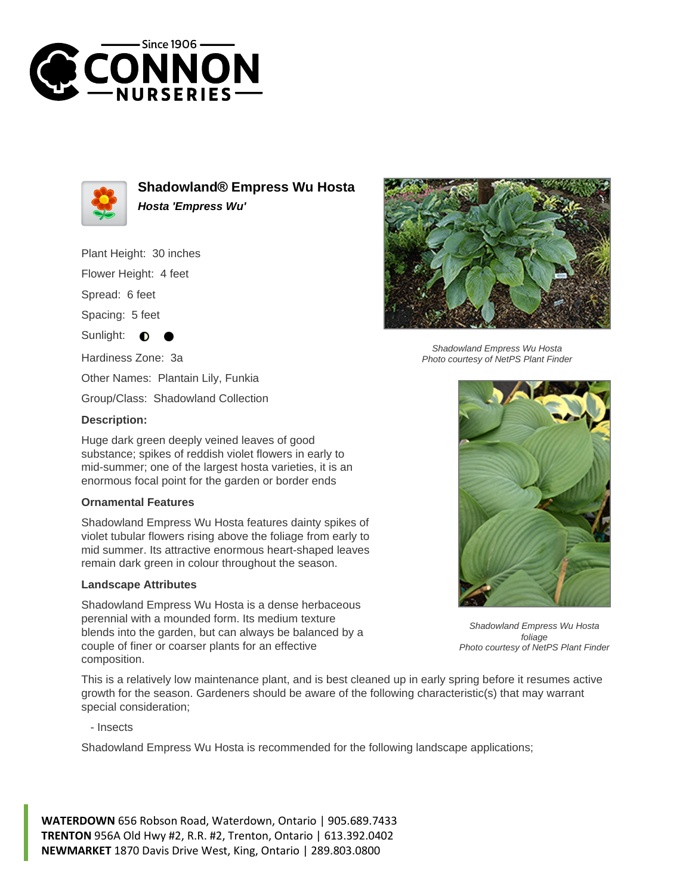# Shadowland® Empress Wu Hosta

***Hosta 'Empress Wu'***

Plant Height: 30 inches

Flower Height: 4 feet

Spread: 6 feet

Spacing: 5 feet

Sunlight: ◐ ●

Hardiness Zone: 3a

Other Names: Plantain Lily, Funkia

Group/Class: Shadowland Collection

**Description:**

Huge dark green deeply veined leaves of good substance; spikes of reddish violet flowers in early to mid-summer; one of the largest hosta varieties, it is an enormous focal point for the garden or border ends

### Ornamental Features

Shadowland Empress Wu Hosta features dainty spikes of violet tubular flowers rising above the foliage from early to mid summer. Its attractive enormous heart-shaped leaves remain dark green in colour throughout the season.

### Landscape Attributes

Shadowland Empress Wu Hosta is a dense herbaceous perennial with a mounded form. Its medium texture blends into the garden, but can always be balanced by a couple of finer or coarser plants for an effective composition.

This is a relatively low maintenance plant, and is best cleaned up in early spring before it resumes active growth for the season. Gardeners should be aware of the following characteristic(s) that may warrant special consideration;

- Insects

Shadowland Empress Wu Hosta is recommended for the following landscape applications;

*Shadowland Empress Wu Hosta*
*Photo courtesy of NetPS Plant Finder*

*Shadowland Empress Wu Hosta foliage*
*Photo courtesy of NetPS Plant Finder*

**WATERDOWN** 656 Robson Road, Waterdown, Ontario | 905.689.7433
**TRENTON** 956A Old Hwy #2, R.R. #2, Trenton, Ontario | 613.392.0402
**NEWMARKET** 1870 Davis Drive West, King, Ontario | 289.803.0800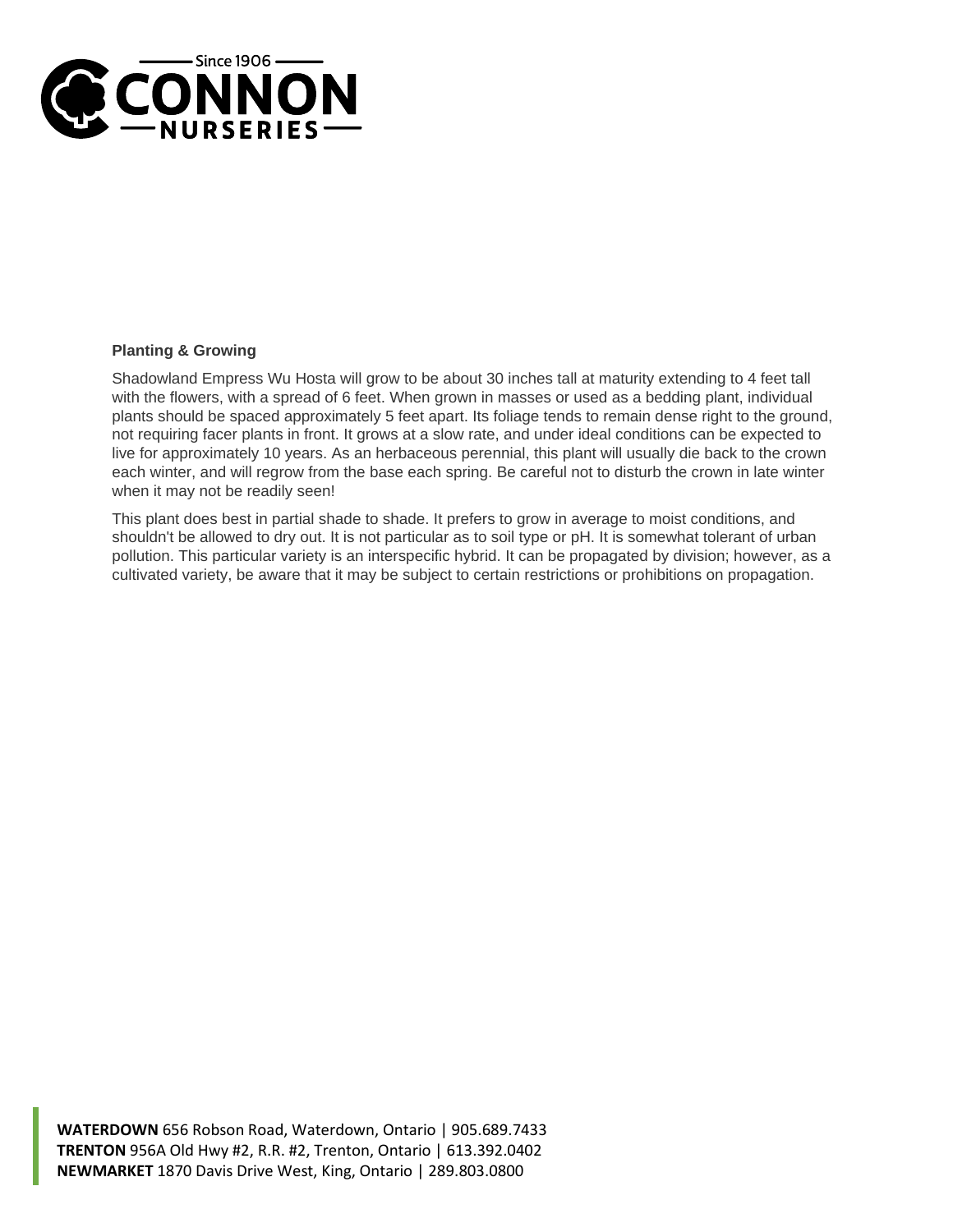**Planting & Growing**

Shadowland Empress Wu Hosta will grow to be about 30 inches tall at maturity extending to 4 feet tall with the flowers, with a spread of 6 feet. When grown in masses or used as a bedding plant, individual plants should be spaced approximately 5 feet apart. Its foliage tends to remain dense right to the ground, not requiring facer plants in front. It grows at a slow rate, and under ideal conditions can be expected to live for approximately 10 years. As an herbaceous perennial, this plant will usually die back to the crown each winter, and will regrow from the base each spring. Be careful not to disturb the crown in late winter when it may not be readily seen!

This plant does best in partial shade to shade. It prefers to grow in average to moist conditions, and shouldn't be allowed to dry out. It is not particular as to soil type or pH. It is somewhat tolerant of urban pollution. This particular variety is an interspecific hybrid. It can be propagated by division; however, as a cultivated variety, be aware that it may be subject to certain restrictions or prohibitions on propagation.